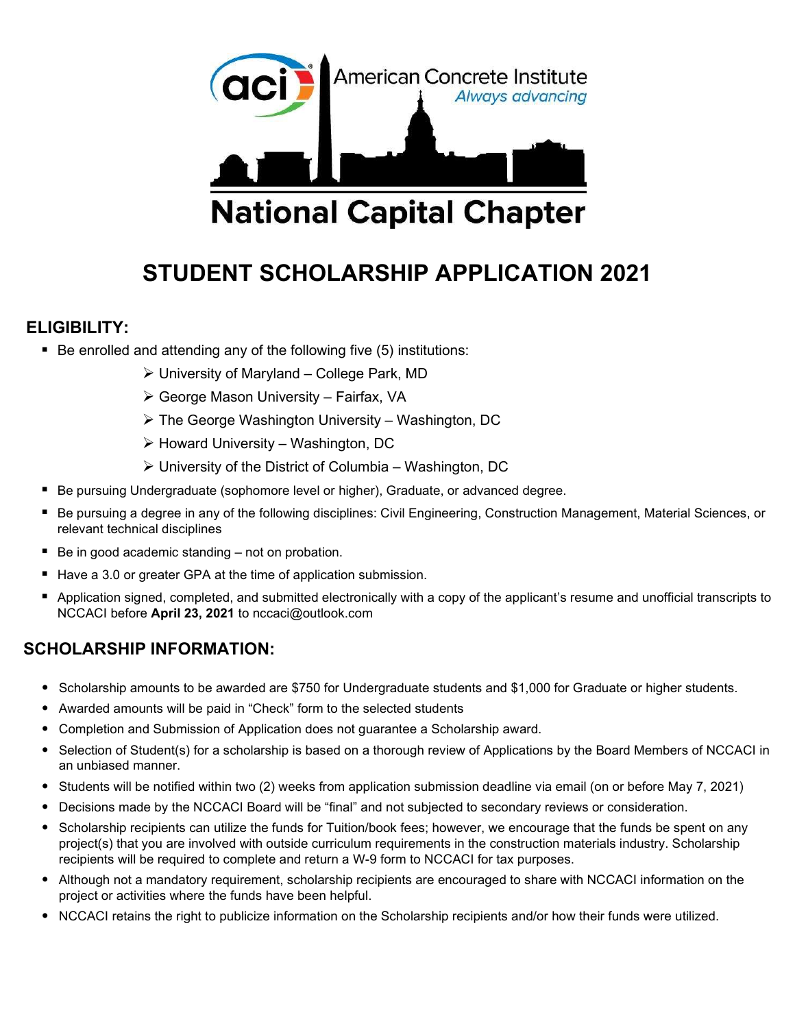American Concrete Institute
*Always advancing*

National Capital Chapter

# STUDENT SCHOLARSHIP APPLICATION 2021

## ELIGIBILITY:

- Be enrolled and attending any of the following five (5) institutions:
  - University of Maryland – College Park, MD
  - George Mason University – Fairfax, VA
  - The George Washington University – Washington, DC
  - Howard University – Washington, DC
  - University of the District of Columbia – Washington, DC
- Be pursuing Undergraduate (sophomore level or higher), Graduate, or advanced degree.
- Be pursuing a degree in any of the following disciplines: Civil Engineering, Construction Management, Material Sciences, or relevant technical disciplines
- Be in good academic standing – not on probation.
- Have a 3.0 or greater GPA at the time of application submission.
- Application signed, completed, and submitted electronically with a copy of the applicant's resume and unofficial transcripts to NCCACI before **April 23, 2021** to nccaci@outlook.com

## SCHOLARSHIP INFORMATION:

- Scholarship amounts to be awarded are $750 for Undergraduate students and $1,000 for Graduate or higher students.
- Awarded amounts will be paid in "Check" form to the selected students
- Completion and Submission of Application does not guarantee a Scholarship award.
- Selection of Student(s) for a scholarship is based on a thorough review of Applications by the Board Members of NCCACI in an unbiased manner.
- Students will be notified within two (2) weeks from application submission deadline via email (on or before May 7, 2021)
- Decisions made by the NCCACI Board will be "final" and not subjected to secondary reviews or consideration.
- Scholarship recipients can utilize the funds for Tuition/book fees; however, we encourage that the funds be spent on any project(s) that you are involved with outside curriculum requirements in the construction materials industry. Scholarship recipients will be required to complete and return a W-9 form to NCCACI for tax purposes.
- Although not a mandatory requirement, scholarship recipients are encouraged to share with NCCACI information on the project or activities where the funds have been helpful.
- NCCACI retains the right to publicize information on the Scholarship recipients and/or how their funds were utilized.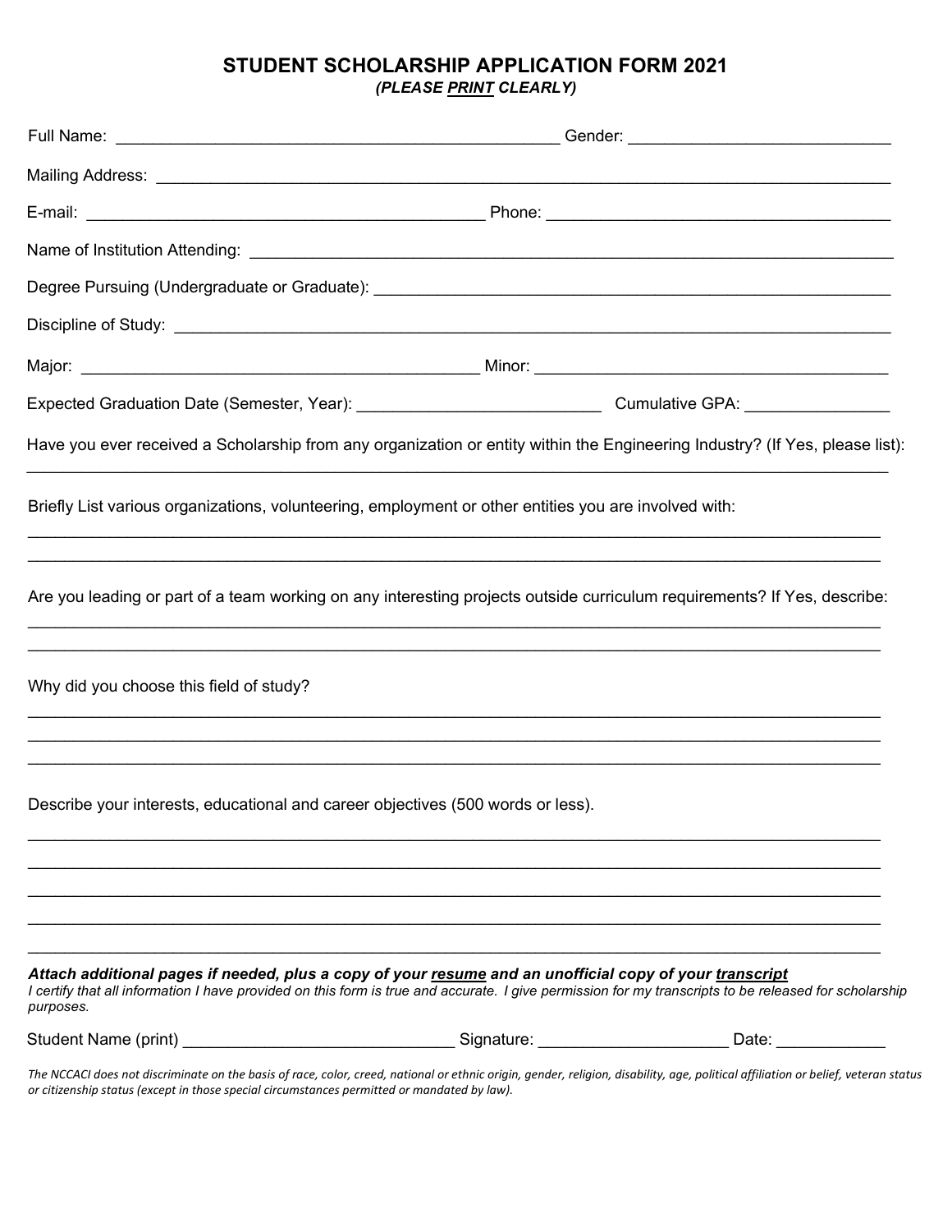# STUDENT SCHOLARSHIP APPLICATION FORM 2021

***(PLEASE <u>PRINT</u> CLEARLY)***

Full Name: ______________________________ Gender: ______________________________

Mailing Address: ______________________________

E-mail: ______________________________ Phone: ______________________________

Name of Institution Attending: ______________________________

Degree Pursuing (Undergraduate or Graduate): ______________________________

Discipline of Study: ______________________________

Major: ______________________________ Minor: ______________________________

Expected Graduation Date (Semester, Year): ______________________________ Cumulative GPA: ________________

Have you ever received a Scholarship from any organization or entity within the Engineering Industry? (If Yes, please list):

______________________________

Briefly List various organizations, volunteering, employment or other entities you are involved with:

______________________________

______________________________

Are you leading or part of a team working on any interesting projects outside curriculum requirements? If Yes, describe:

______________________________

______________________________

Why did you choose this field of study?

______________________________

______________________________

______________________________

Describe your interests, educational and career objectives (500 words or less).

______________________________

______________________________

______________________________

______________________________

______________________________

***Attach additional pages if needed, plus a copy of your <u>resume</u> and an unofficial copy of your <u>transcript</u>***

*I certify that all information I have provided on this form is true and accurate. I give permission for my transcripts to be released for scholarship purposes.*

Student Name (print) ______________________________ Signature: ______________________ Date: ____________

*The NCCACI does not discriminate on the basis of race, color, creed, national or ethnic origin, gender, religion, disability, age, political affiliation or belief, veteran status or citizenship status (except in those special circumstances permitted or mandated by law).*